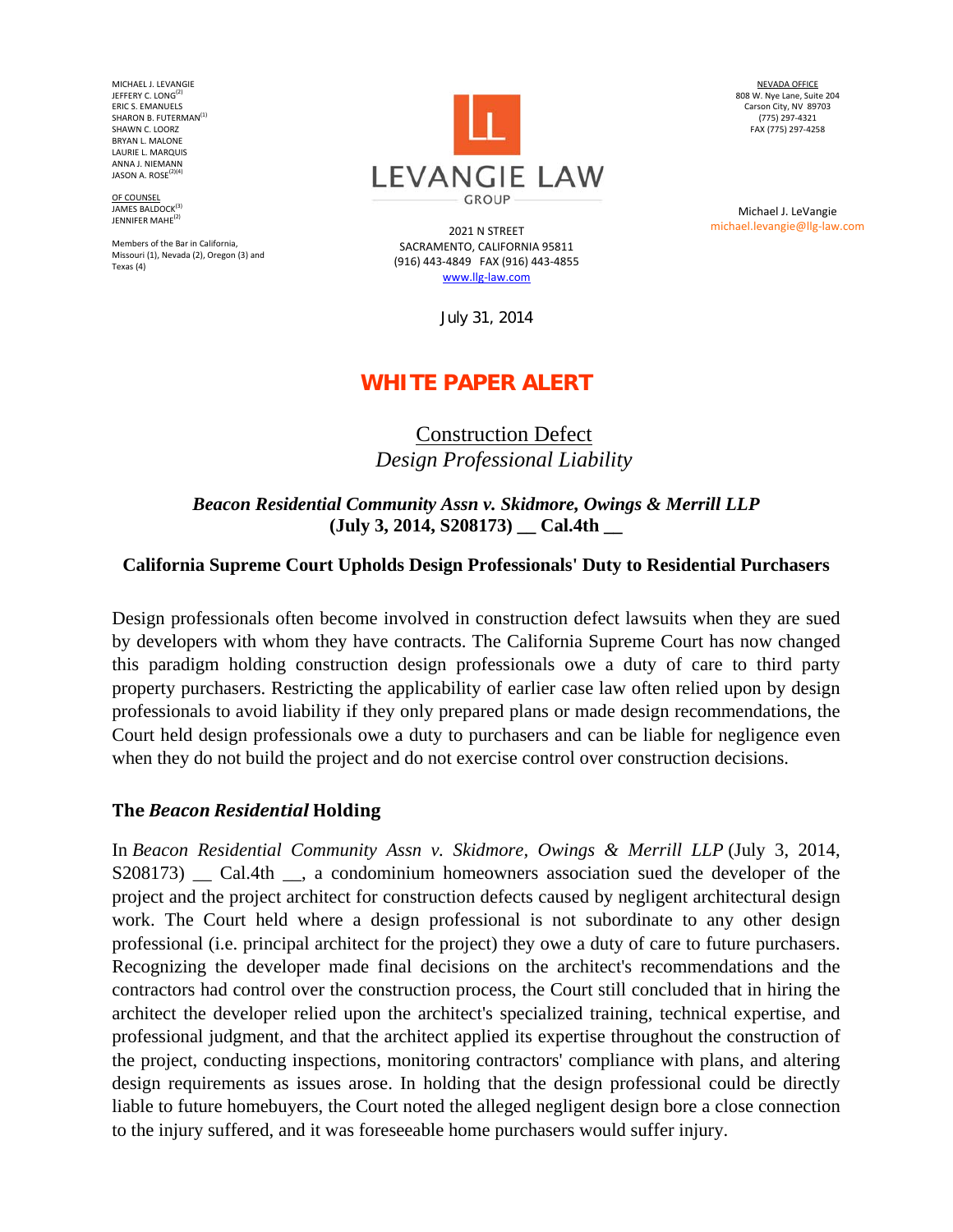MICHAEL J. LEVANGIE
JEFFERY C. LONG[2]
ERIC S. EMANUELS
SHARON B. FUTERMAN[1]
SHAWN C. LOORZ
BRYAN L. MALONE
LAURIE L. MARQUIS
ANNA J. NIEMANN
JASON A. ROSE[2][4]

OF COUNSEL
JAMES BALDOCK[3]
JENNIFER MAHE[2]

Members of the Bar in California, Missouri (1), Nevada (2), Oregon (3) and Texas (4)

LEVANGIE LAW GROUP

2021 N STREET
SACRAMENTO, CALIFORNIA 95811
(916) 443-4849 FAX (916) 443-4855
www.llg-law.com

NEVADA OFFICE
808 W. Nye Lane, Suite 204
Carson City, NV 89703
(775) 297-4321
FAX (775) 297-4258

Michael J. LeVangie
michael.levangie@llg-law.com

July 31, 2014

# WHITE PAPER ALERT

## Construction Defect
### *Design Professional Liability*

***Beacon Residential Community Assn v. Skidmore, Owings & Merrill LLP* (July 3, 2014, S208173) __ Cal.4th __**

**California Supreme Court Upholds Design Professionals' Duty to Residential Purchasers**

Design professionals often become involved in construction defect lawsuits when they are sued by developers with whom they have contracts. The California Supreme Court has now changed this paradigm holding construction design professionals owe a duty of care to third party property purchasers. Restricting the applicability of earlier case law often relied upon by design professionals to avoid liability if they only prepared plans or made design recommendations, the Court held design professionals owe a duty to purchasers and can be liable for negligence even when they do not build the project and do not exercise control over construction decisions.

### The *Beacon Residential* Holding

In *Beacon Residential Community Assn v. Skidmore, Owings & Merrill LLP* (July 3, 2014, S208173) __ Cal.4th __, a condominium homeowners association sued the developer of the project and the project architect for construction defects caused by negligent architectural design work. The Court held where a design professional is not subordinate to any other design professional (i.e. principal architect for the project) they owe a duty of care to future purchasers. Recognizing the developer made final decisions on the architect's recommendations and the contractors had control over the construction process, the Court still concluded that in hiring the architect the developer relied upon the architect's specialized training, technical expertise, and professional judgment, and that the architect applied its expertise throughout the construction of the project, conducting inspections, monitoring contractors' compliance with plans, and altering design requirements as issues arose. In holding that the design professional could be directly liable to future homebuyers, the Court noted the alleged negligent design bore a close connection to the injury suffered, and it was foreseeable home purchasers would suffer injury.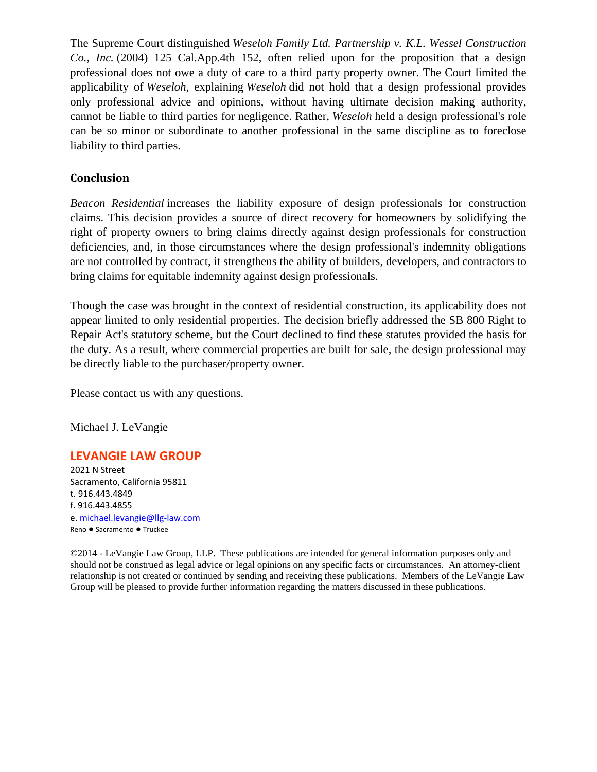The Supreme Court distinguished *Weseloh Family Ltd. Partnership v. K.L. Wessel Construction Co., Inc.* (2004) 125 Cal.App.4th 152, often relied upon for the proposition that a design professional does not owe a duty of care to a third party property owner. The Court limited the applicability of *Weseloh,* explaining *Weseloh* did not hold that a design professional provides only professional advice and opinions, without having ultimate decision making authority, cannot be liable to third parties for negligence. Rather, *Weseloh* held a design professional's role can be so minor or subordinate to another professional in the same discipline as to foreclose liability to third parties.

**Conclusion**

*Beacon Residential* increases the liability exposure of design professionals for construction claims. This decision provides a source of direct recovery for homeowners by solidifying the right of property owners to bring claims directly against design professionals for construction deficiencies, and, in those circumstances where the design professional's indemnity obligations are not controlled by contract, it strengthens the ability of builders, developers, and contractors to bring claims for equitable indemnity against design professionals.

Though the case was brought in the context of residential construction, its applicability does not appear limited to only residential properties. The decision briefly addressed the SB 800 Right to Repair Act's statutory scheme, but the Court declined to find these statutes provided the basis for the duty. As a result, where commercial properties are built for sale, the design professional may be directly liable to the purchaser/property owner.

Please contact us with any questions.

Michael J. LeVangie

**LEVANGIE LAW GROUP**
2021 N Street
Sacramento, California 95811
t. 916.443.4849
f. 916.443.4855
e. michael.levangie@llg-law.com
Reno ● Sacramento ● Truckee

©2014 - LeVangie Law Group, LLP. These publications are intended for general information purposes only and should not be construed as legal advice or legal opinions on any specific facts or circumstances. An attorney-client relationship is not created or continued by sending and receiving these publications. Members of the LeVangie Law Group will be pleased to provide further information regarding the matters discussed in these publications.